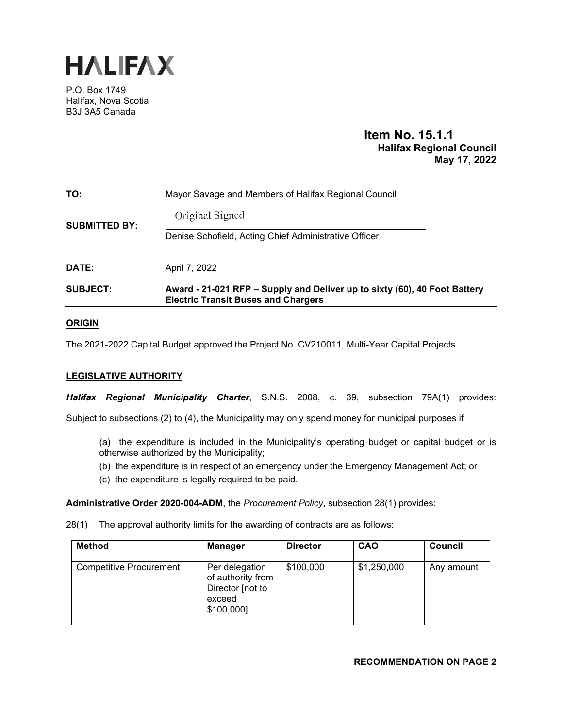# HALIFAX

P.O. Box 1749
Halifax, Nova Scotia
B3J 3A5 Canada

**Item No. 15.1.1**
**Halifax Regional Council**
**May 17, 2022**

**TO:** Mayor Savage and Members of Halifax Regional Council

**SUBMITTED BY:** Original Signed

Denise Schofield, Acting Chief Administrative Officer

**DATE:** April 7, 2022

**SUBJECT:** **Award - 21-021 RFP – Supply and Deliver up to sixty (60), 40 Foot Battery Electric Transit Buses and Chargers**

## ORIGIN

The 2021-2022 Capital Budget approved the Project No. CV210011, Multi-Year Capital Projects.

## LEGISLATIVE AUTHORITY

***Halifax Regional Municipality Charter***, S.N.S. 2008, c. 39, subsection 79A(1) provides:

Subject to subsections (2) to (4), the Municipality may only spend money for municipal purposes if

(a) the expenditure is included in the Municipality's operating budget or capital budget or is otherwise authorized by the Municipality;
(b) the expenditure is in respect of an emergency under the Emergency Management Act; or
(c) the expenditure is legally required to be paid.

**Administrative Order 2020-004-ADM**, the *Procurement Policy*, subsection 28(1) provides:

28(1) The approval authority limits for the awarding of contracts are as follows:

| Method | Manager | Director | CAO | Council |
|---|---|---|---|---|
| Competitive Procurement | Per delegation of authority from Director [not to exceed $100,000] | $100,000 | $1,250,000 | Any amount |

**RECOMMENDATION ON PAGE 2**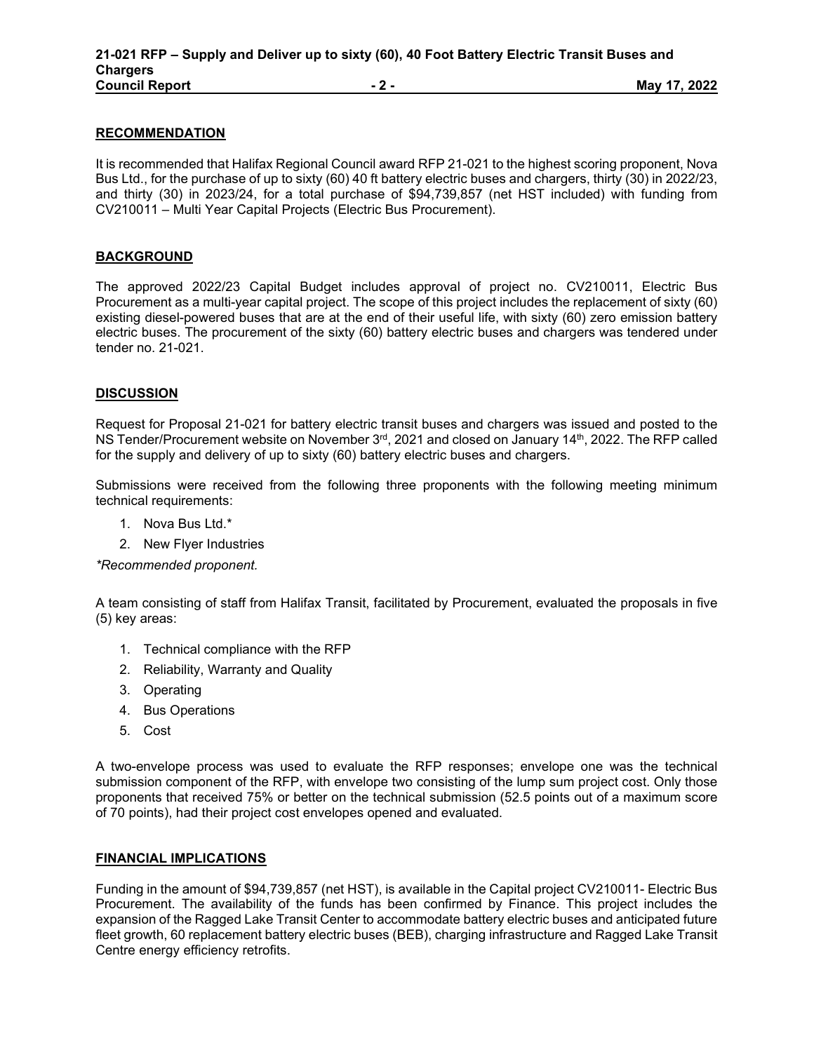## RECOMMENDATION

It is recommended that Halifax Regional Council award RFP 21-021 to the highest scoring proponent, Nova Bus Ltd., for the purchase of up to sixty (60) 40 ft battery electric buses and chargers, thirty (30) in 2022/23, and thirty (30) in 2023/24, for a total purchase of $94,739,857 (net HST included) with funding from CV210011 – Multi Year Capital Projects (Electric Bus Procurement).

## BACKGROUND

The approved 2022/23 Capital Budget includes approval of project no. CV210011, Electric Bus Procurement as a multi-year capital project. The scope of this project includes the replacement of sixty (60) existing diesel-powered buses that are at the end of their useful life, with sixty (60) zero emission battery electric buses. The procurement of the sixty (60) battery electric buses and chargers was tendered under tender no. 21-021.

## DISCUSSION

Request for Proposal 21-021 for battery electric transit buses and chargers was issued and posted to the NS Tender/Procurement website on November 3rd, 2021 and closed on January 14th, 2022. The RFP called for the supply and delivery of up to sixty (60) battery electric buses and chargers.

Submissions were received from the following three proponents with the following meeting minimum technical requirements:

1. Nova Bus Ltd.*
2. New Flyer Industries

*\*Recommended proponent.*

A team consisting of staff from Halifax Transit, facilitated by Procurement, evaluated the proposals in five (5) key areas:

1. Technical compliance with the RFP
2. Reliability, Warranty and Quality
3. Operating
4. Bus Operations
5. Cost

A two-envelope process was used to evaluate the RFP responses; envelope one was the technical submission component of the RFP, with envelope two consisting of the lump sum project cost. Only those proponents that received 75% or better on the technical submission (52.5 points out of a maximum score of 70 points), had their project cost envelopes opened and evaluated.

## FINANCIAL IMPLICATIONS

Funding in the amount of $94,739,857 (net HST), is available in the Capital project CV210011- Electric Bus Procurement. The availability of the funds has been confirmed by Finance. This project includes the expansion of the Ragged Lake Transit Center to accommodate battery electric buses and anticipated future fleet growth, 60 replacement battery electric buses (BEB), charging infrastructure and Ragged Lake Transit Centre energy efficiency retrofits.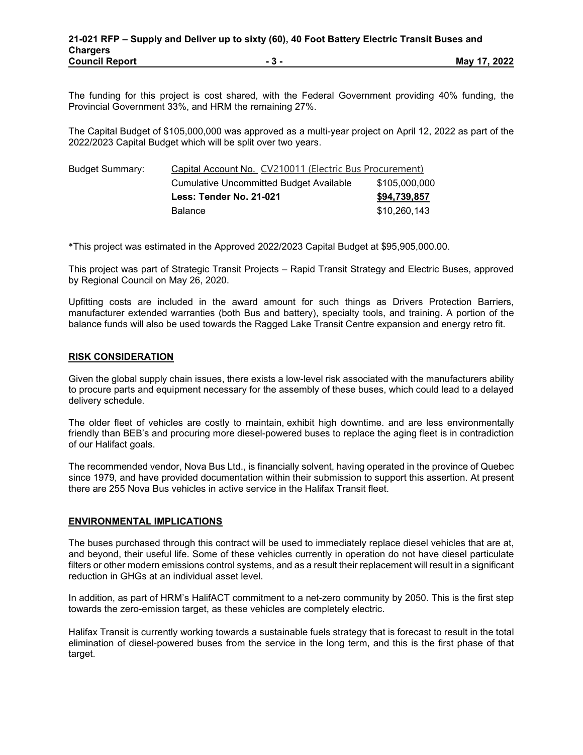The funding for this project is cost shared, with the Federal Government providing 40% funding, the Provincial Government 33%, and HRM the remaining 27%.

The Capital Budget of $105,000,000 was approved as a multi-year project on April 12, 2022 as part of the 2022/2023 Capital Budget which will be split over two years.

| Budget Summary: | Capital Account No. CV210011 (Electric Bus Procurement) | |
|---|---|---|
| | Cumulative Uncommitted Budget Available | $105,000,000 |
| | **Less: Tender No. 21-021** | **$94,739,857** |
| | Balance | $10,260,143 |

*This project was estimated in the Approved 2022/2023 Capital Budget at $95,905,000.00.

This project was part of Strategic Transit Projects – Rapid Transit Strategy and Electric Buses, approved by Regional Council on May 26, 2020.

Upfitting costs are included in the award amount for such things as Drivers Protection Barriers, manufacturer extended warranties (both Bus and battery), specialty tools, and training. A portion of the balance funds will also be used towards the Ragged Lake Transit Centre expansion and energy retro fit.

## RISK CONSIDERATION

Given the global supply chain issues, there exists a low-level risk associated with the manufacturers ability to procure parts and equipment necessary for the assembly of these buses, which could lead to a delayed delivery schedule.

The older fleet of vehicles are costly to maintain, exhibit high downtime. and are less environmentally friendly than BEB's and procuring more diesel-powered buses to replace the aging fleet is in contradiction of our Halifact goals.

The recommended vendor, Nova Bus Ltd., is financially solvent, having operated in the province of Quebec since 1979, and have provided documentation within their submission to support this assertion. At present there are 255 Nova Bus vehicles in active service in the Halifax Transit fleet.

## ENVIRONMENTAL IMPLICATIONS

The buses purchased through this contract will be used to immediately replace diesel vehicles that are at, and beyond, their useful life. Some of these vehicles currently in operation do not have diesel particulate filters or other modern emissions control systems, and as a result their replacement will result in a significant reduction in GHGs at an individual asset level.

In addition, as part of HRM's HalifACT commitment to a net-zero community by 2050. This is the first step towards the zero-emission target, as these vehicles are completely electric.

Halifax Transit is currently working towards a sustainable fuels strategy that is forecast to result in the total elimination of diesel-powered buses from the service in the long term, and this is the first phase of that target.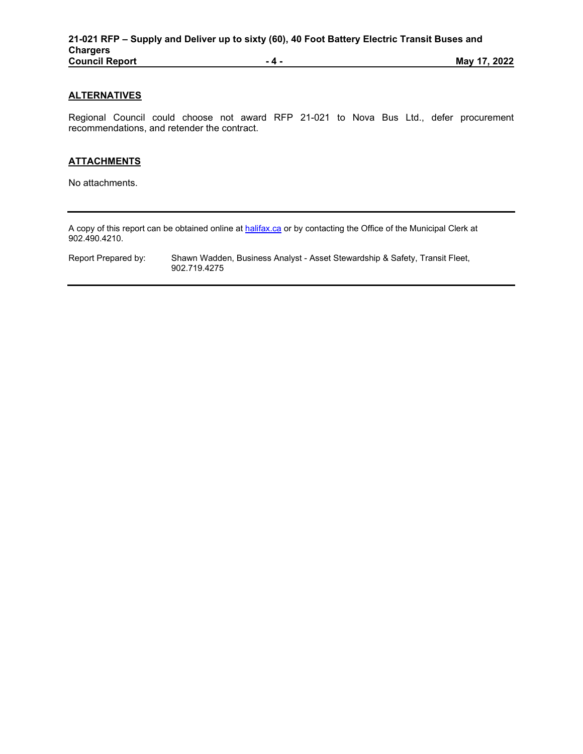## ALTERNATIVES

Regional Council could choose not award RFP 21-021 to Nova Bus Ltd., defer procurement recommendations, and retender the contract.

## ATTACHMENTS

No attachments.

---

A copy of this report can be obtained online at [halifax.ca](halifax.ca) or by contacting the Office of the Municipal Clerk at 902.490.4210.

Report Prepared by: Shawn Wadden, Business Analyst - Asset Stewardship & Safety, Transit Fleet, 902.719.4275

---